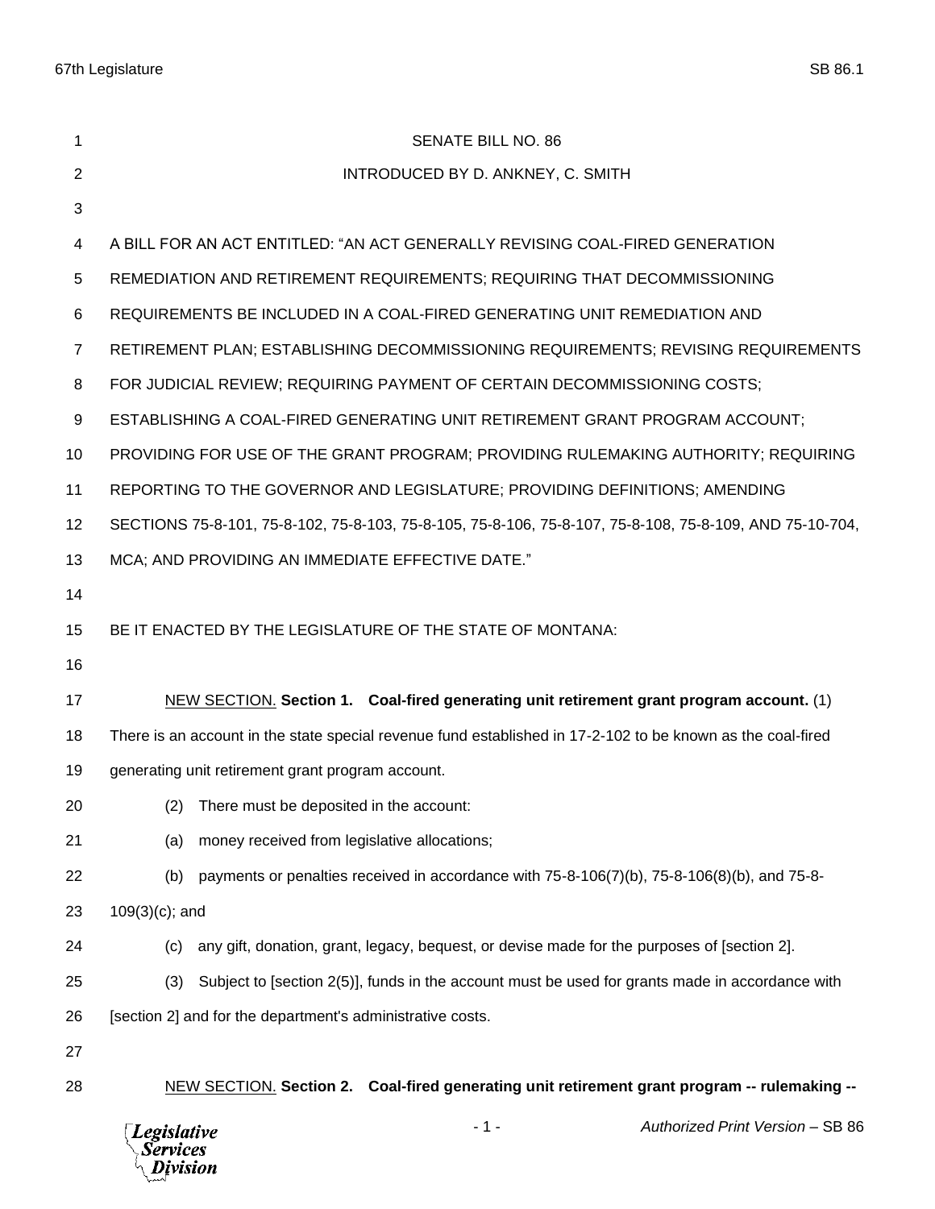SENATE BILL NO. 86

INTRODUCED BY D. ANKNEY, C. SMITH

A BILL FOR AN ACT ENTITLED: "AN ACT GENERALLY REVISING COAL-FIRED GENERATION REMEDIATION AND RETIREMENT REQUIREMENTS; REQUIRING THAT DECOMMISSIONING REQUIREMENTS BE INCLUDED IN A COAL-FIRED GENERATING UNIT REMEDIATION AND RETIREMENT PLAN; ESTABLISHING DECOMMISSIONING REQUIREMENTS; REVISING REQUIREMENTS FOR JUDICIAL REVIEW; REQUIRING PAYMENT OF CERTAIN DECOMMISSIONING COSTS; ESTABLISHING A COAL-FIRED GENERATING UNIT RETIREMENT GRANT PROGRAM ACCOUNT; PROVIDING FOR USE OF THE GRANT PROGRAM; PROVIDING RULEMAKING AUTHORITY; REQUIRING REPORTING TO THE GOVERNOR AND LEGISLATURE; PROVIDING DEFINITIONS; AMENDING SECTIONS 75-8-101, 75-8-102, 75-8-103, 75-8-105, 75-8-106, 75-8-107, 75-8-108, 75-8-109, AND 75-10-704, MCA; AND PROVIDING AN IMMEDIATE EFFECTIVE DATE."

BE IT ENACTED BY THE LEGISLATURE OF THE STATE OF MONTANA:

NEW SECTION. **Section 1. Coal-fired generating unit retirement grant program account.** (1) There is an account in the state special revenue fund established in 17-2-102 to be known as the coal-fired generating unit retirement grant program account.

(2) There must be deposited in the account:

(a) money received from legislative allocations;

(b) payments or penalties received in accordance with 75-8-106(7)(b), 75-8-106(8)(b), and 75-8-109(3)(c); and

(c) any gift, donation, grant, legacy, bequest, or devise made for the purposes of [section 2].

(3) Subject to [section 2(5)], funds in the account must be used for grants made in accordance with [section 2] and for the department's administrative costs.

NEW SECTION. **Section 2. Coal-fired generating unit retirement grant program -- rulemaking --**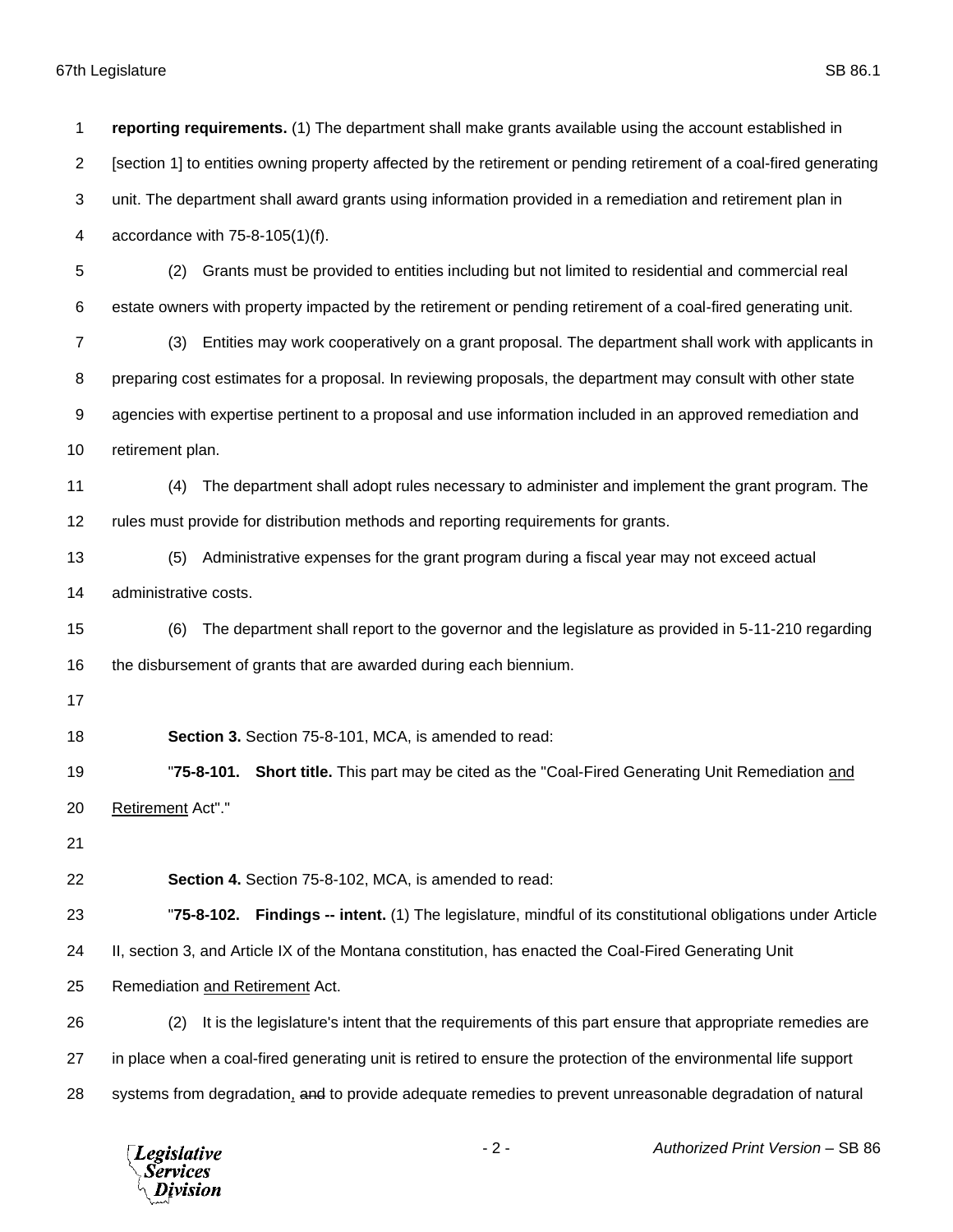**reporting requirements.** (1) The department shall make grants available using the account established in [section 1] to entities owning property affected by the retirement or pending retirement of a coal-fired generating unit. The department shall award grants using information provided in a remediation and retirement plan in accordance with 75-8-105(1)(f).

(2) Grants must be provided to entities including but not limited to residential and commercial real estate owners with property impacted by the retirement or pending retirement of a coal-fired generating unit.

(3) Entities may work cooperatively on a grant proposal. The department shall work with applicants in preparing cost estimates for a proposal. In reviewing proposals, the department may consult with other state agencies with expertise pertinent to a proposal and use information included in an approved remediation and retirement plan.

(4) The department shall adopt rules necessary to administer and implement the grant program. The rules must provide for distribution methods and reporting requirements for grants.

(5) Administrative expenses for the grant program during a fiscal year may not exceed actual administrative costs.

(6) The department shall report to the governor and the legislature as provided in 5-11-210 regarding the disbursement of grants that are awarded during each biennium.

**Section 3.** Section 75-8-101, MCA, is amended to read:

"**75-8-101. Short title.** This part may be cited as the "Coal-Fired Generating Unit Remediation <u>and Retirement</u> Act"."

**Section 4.** Section 75-8-102, MCA, is amended to read:

"**75-8-102. Findings -- intent.** (1) The legislature, mindful of its constitutional obligations under Article II, section 3, and Article IX of the Montana constitution, has enacted the Coal-Fired Generating Unit Remediation <u>and Retirement</u> Act.

(2) It is the legislature's intent that the requirements of this part ensure that appropriate remedies are in place when a coal-fired generating unit is retired to ensure the protection of the environmental life support systems from degradation<u>,</u> ~~and~~ to provide adequate remedies to prevent unreasonable degradation of natural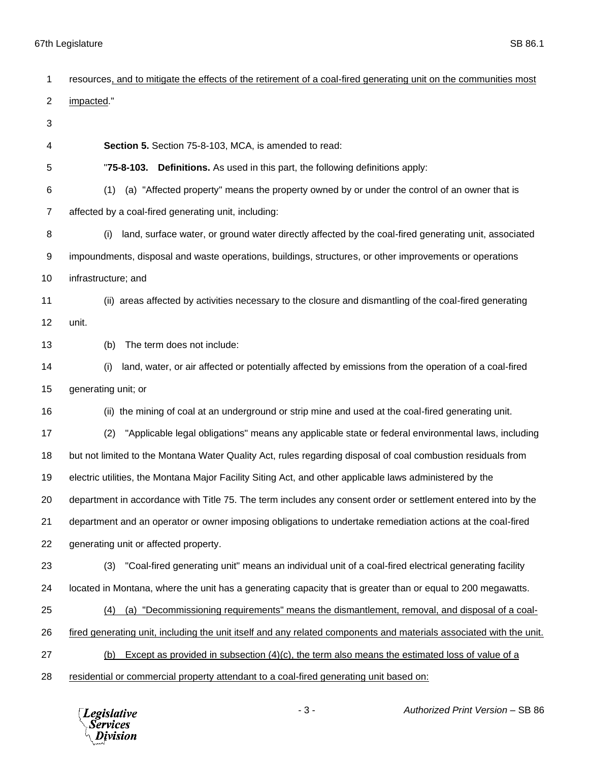resources, and to mitigate the effects of the retirement of a coal-fired generating unit on the communities most impacted."

**Section 5.** Section 75-8-103, MCA, is amended to read:

"**75-8-103. Definitions.** As used in this part, the following definitions apply:

(1) (a) "Affected property" means the property owned by or under the control of an owner that is affected by a coal-fired generating unit, including:

(i) land, surface water, or ground water directly affected by the coal-fired generating unit, associated impoundments, disposal and waste operations, buildings, structures, or other improvements or operations infrastructure; and

(ii) areas affected by activities necessary to the closure and dismantling of the coal-fired generating unit.

(b) The term does not include:

(i) land, water, or air affected or potentially affected by emissions from the operation of a coal-fired generating unit; or

(ii) the mining of coal at an underground or strip mine and used at the coal-fired generating unit.

(2) "Applicable legal obligations" means any applicable state or federal environmental laws, including but not limited to the Montana Water Quality Act, rules regarding disposal of coal combustion residuals from electric utilities, the Montana Major Facility Siting Act, and other applicable laws administered by the department in accordance with Title 75. The term includes any consent order or settlement entered into by the department and an operator or owner imposing obligations to undertake remediation actions at the coal-fired generating unit or affected property.

(3) "Coal-fired generating unit" means an individual unit of a coal-fired electrical generating facility located in Montana, where the unit has a generating capacity that is greater than or equal to 200 megawatts.

(4) (a) "Decommissioning requirements" means the dismantlement, removal, and disposal of a coal-fired generating unit, including the unit itself and any related components and materials associated with the unit.

(b) Except as provided in subsection (4)(c), the term also means the estimated loss of value of a residential or commercial property attendant to a coal-fired generating unit based on: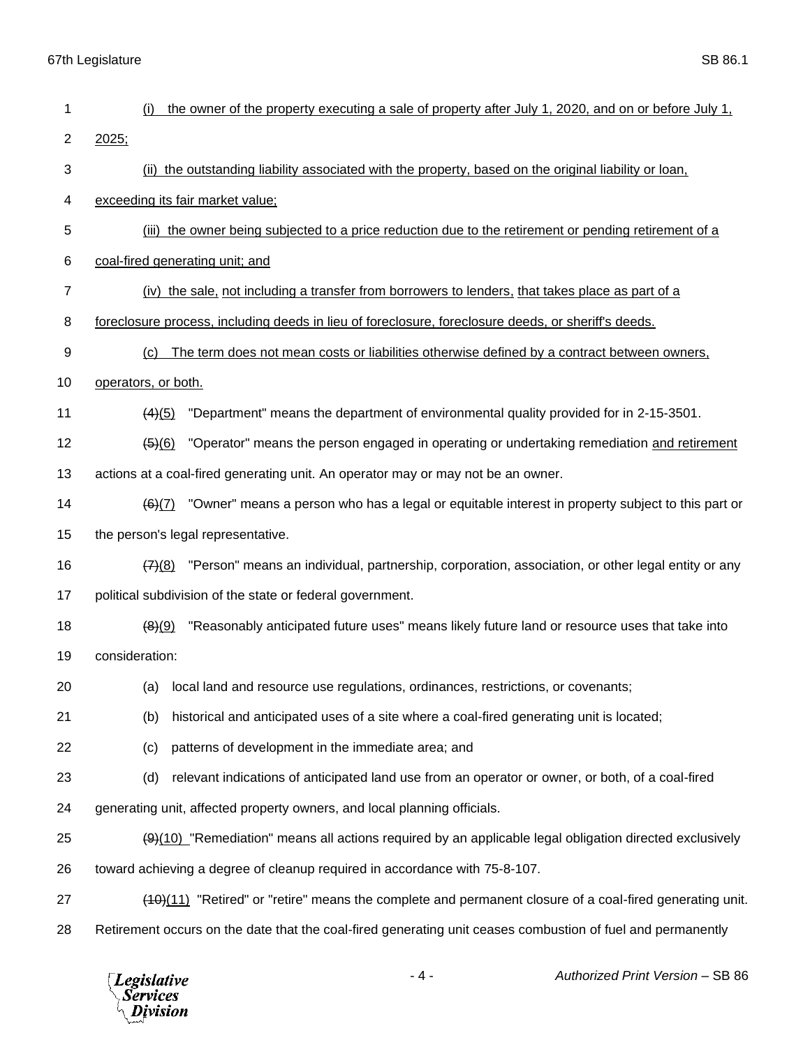(i) the owner of the property executing a sale of property after July 1, 2020, and on or before July 1, 2025;

(ii) the outstanding liability associated with the property, based on the original liability or loan, exceeding its fair market value;

(iii) the owner being subjected to a price reduction due to the retirement or pending retirement of a coal-fired generating unit; and

(iv) the sale, not including a transfer from borrowers to lenders, that takes place as part of a foreclosure process, including deeds in lieu of foreclosure, foreclosure deeds, or sheriff's deeds.

(c) The term does not mean costs or liabilities otherwise defined by a contract between owners, operators, or both.

~~(4)~~(5) "Department" means the department of environmental quality provided for in 2-15-3501.

~~(5)~~(6) "Operator" means the person engaged in operating or undertaking remediation and retirement actions at a coal-fired generating unit. An operator may or may not be an owner.

~~(6)~~(7) "Owner" means a person who has a legal or equitable interest in property subject to this part or the person's legal representative.

~~(7)~~(8) "Person" means an individual, partnership, corporation, association, or other legal entity or any political subdivision of the state or federal government.

~~(8)~~(9) "Reasonably anticipated future uses" means likely future land or resource uses that take into consideration:

(a) local land and resource use regulations, ordinances, restrictions, or covenants;

(b) historical and anticipated uses of a site where a coal-fired generating unit is located;

(c) patterns of development in the immediate area; and

(d) relevant indications of anticipated land use from an operator or owner, or both, of a coal-fired generating unit, affected property owners, and local planning officials.

~~(9)~~(10) "Remediation" means all actions required by an applicable legal obligation directed exclusively toward achieving a degree of cleanup required in accordance with 75-8-107.

~~(10)~~(11) "Retired" or "retire" means the complete and permanent closure of a coal-fired generating unit. Retirement occurs on the date that the coal-fired generating unit ceases combustion of fuel and permanently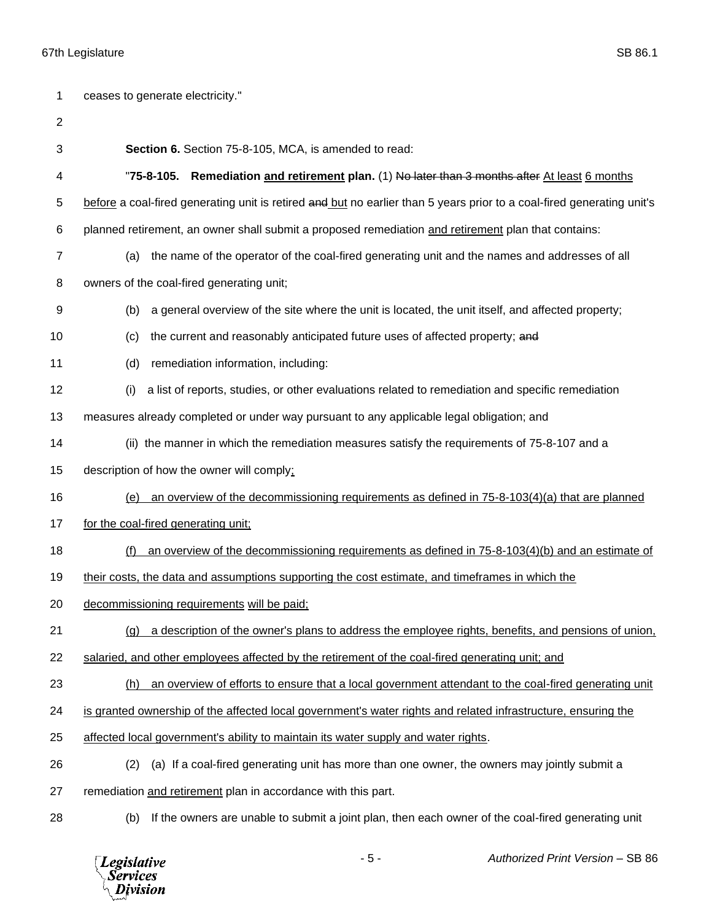ceases to generate electricity."

**Section 6.** Section 75-8-105, MCA, is amended to read:

"**75-8-105. Remediation <u>and retirement</u> plan.** (1) ~~No later than 3 months after~~ <u>At least 6 months before</u> a coal-fired generating unit is retired ~~and~~ <u>but</u> no earlier than 5 years prior to a coal-fired generating unit's planned retirement, an owner shall submit a proposed remediation <u>and retirement</u> plan that contains:

(a) the name of the operator of the coal-fired generating unit and the names and addresses of all owners of the coal-fired generating unit;

(b) a general overview of the site where the unit is located, the unit itself, and affected property;

(c) the current and reasonably anticipated future uses of affected property; ~~and~~

(d) remediation information, including:

(i) a list of reports, studies, or other evaluations related to remediation and specific remediation measures already completed or under way pursuant to any applicable legal obligation; and

(ii) the manner in which the remediation measures satisfy the requirements of 75-8-107 and a description of how the owner will comply<u>;</u>

<u>(e) an overview of the decommissioning requirements as defined in 75-8-103(4)(a) that are planned for the coal-fired generating unit;</u>

<u>(f) an overview of the decommissioning requirements as defined in 75-8-103(4)(b) and an estimate of their costs, the data and assumptions supporting the cost estimate, and timeframes in which the decommissioning requirements will be paid;</u>

<u>(g) a description of the owner's plans to address the employee rights, benefits, and pensions of union, salaried, and other employees affected by the retirement of the coal-fired generating unit; and</u>

<u>(h) an overview of efforts to ensure that a local government attendant to the coal-fired generating unit is granted ownership of the affected local government's water rights and related infrastructure, ensuring the affected local government's ability to maintain its water supply and water rights</u>.

(2) (a) If a coal-fired generating unit has more than one owner, the owners may jointly submit a remediation <u>and retirement</u> plan in accordance with this part.

(b) If the owners are unable to submit a joint plan, then each owner of the coal-fired generating unit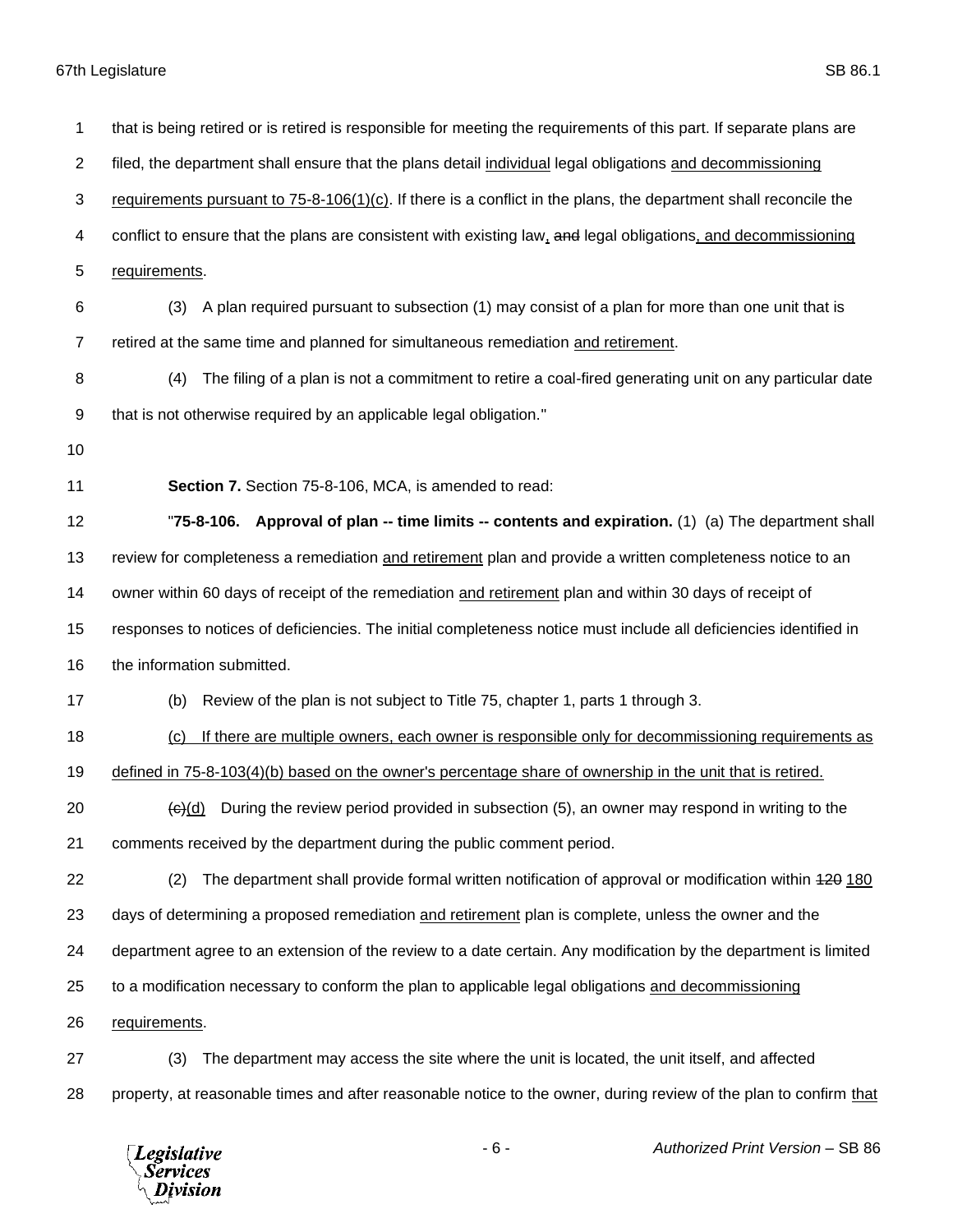that is being retired or is retired is responsible for meeting the requirements of this part. If separate plans are filed, the department shall ensure that the plans detail <u>individual</u> legal obligations <u>and decommissioning requirements pursuant to 75-8-106(1)(c)</u>. If there is a conflict in the plans, the department shall reconcile the conflict to ensure that the plans are consistent with existing law<u>,</u> ~~and~~ legal obligations<u>, and decommissioning requirements</u>.

(3) A plan required pursuant to subsection (1) may consist of a plan for more than one unit that is retired at the same time and planned for simultaneous remediation <u>and retirement</u>.

(4) The filing of a plan is not a commitment to retire a coal-fired generating unit on any particular date that is not otherwise required by an applicable legal obligation."

**Section 7.** Section 75-8-106, MCA, is amended to read:

"**75-8-106. Approval of plan -- time limits -- contents and expiration.** (1) (a) The department shall review for completeness a remediation <u>and retirement</u> plan and provide a written completeness notice to an owner within 60 days of receipt of the remediation <u>and retirement</u> plan and within 30 days of receipt of responses to notices of deficiencies. The initial completeness notice must include all deficiencies identified in the information submitted.

(b) Review of the plan is not subject to Title 75, chapter 1, parts 1 through 3.

<u>(c) If there are multiple owners, each owner is responsible only for decommissioning requirements as defined in 75-8-103(4)(b) based on the owner's percentage share of ownership in the unit that is retired.</u>

~~(c)~~<u>(d)</u> During the review period provided in subsection (5), an owner may respond in writing to the comments received by the department during the public comment period.

(2) The department shall provide formal written notification of approval or modification within ~~120~~ <u>180</u> days of determining a proposed remediation <u>and retirement</u> plan is complete, unless the owner and the department agree to an extension of the review to a date certain. Any modification by the department is limited to a modification necessary to conform the plan to applicable legal obligations <u>and decommissioning requirements</u>.

(3) The department may access the site where the unit is located, the unit itself, and affected property, at reasonable times and after reasonable notice to the owner, during review of the plan to confirm <u>that</u>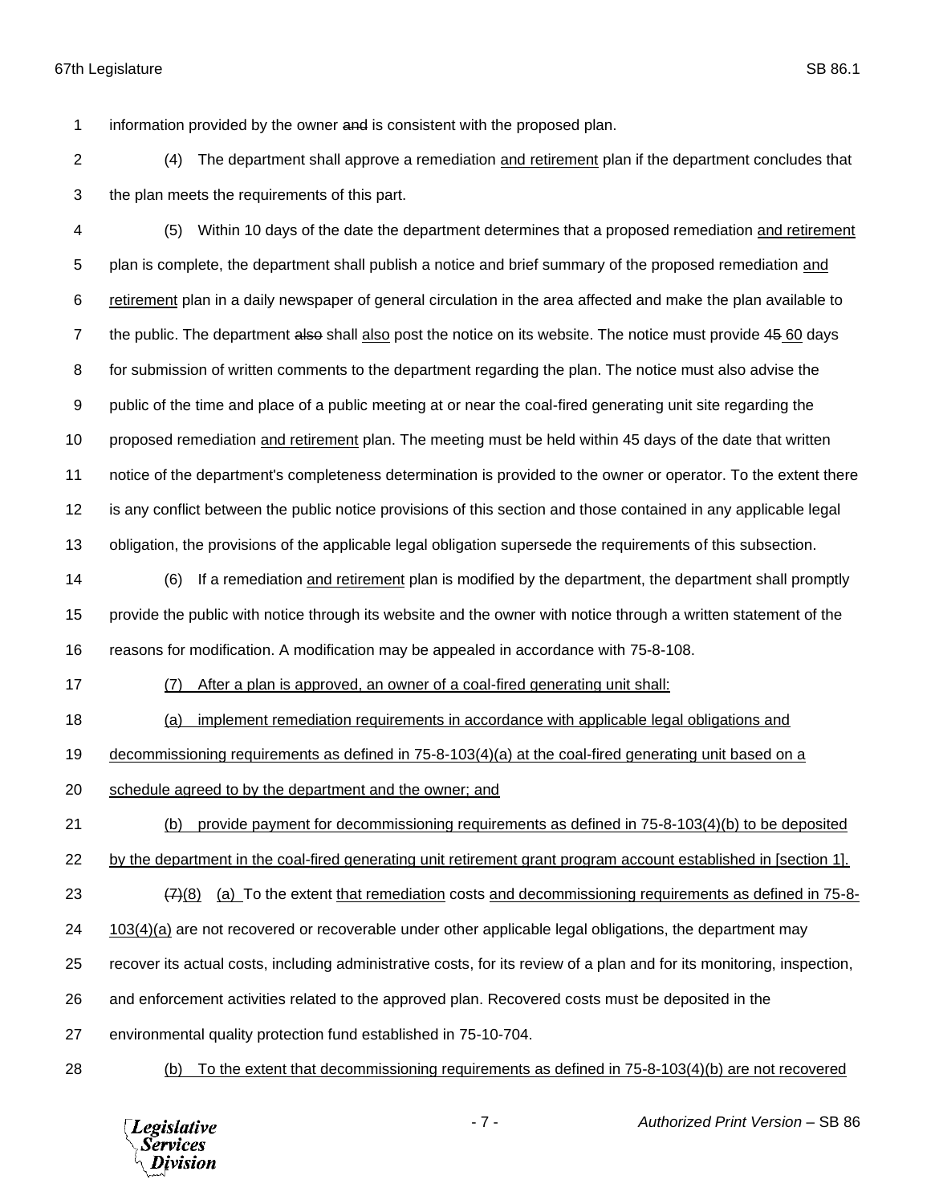information provided by the owner ~~and~~ is consistent with the proposed plan.

(4) The department shall approve a remediation <u>and retirement</u> plan if the department concludes that the plan meets the requirements of this part.

(5) Within 10 days of the date the department determines that a proposed remediation <u>and retirement</u> plan is complete, the department shall publish a notice and brief summary of the proposed remediation <u>and retirement</u> plan in a daily newspaper of general circulation in the area affected and make the plan available to the public. The department ~~also~~ shall <u>also</u> post the notice on its website. The notice must provide ~~45~~ <u>60</u> days for submission of written comments to the department regarding the plan. The notice must also advise the public of the time and place of a public meeting at or near the coal-fired generating unit site regarding the proposed remediation <u>and retirement</u> plan. The meeting must be held within 45 days of the date that written notice of the department's completeness determination is provided to the owner or operator. To the extent there is any conflict between the public notice provisions of this section and those contained in any applicable legal obligation, the provisions of the applicable legal obligation supersede the requirements of this subsection.

(6) If a remediation <u>and retirement</u> plan is modified by the department, the department shall promptly provide the public with notice through its website and the owner with notice through a written statement of the reasons for modification. A modification may be appealed in accordance with 75-8-108.

<u>(7) After a plan is approved, an owner of a coal-fired generating unit shall:</u>

<u>(a) implement remediation requirements in accordance with applicable legal obligations and decommissioning requirements as defined in 75-8-103(4)(a) at the coal-fired generating unit based on a schedule agreed to by the department and the owner; and</u>

<u>(b) provide payment for decommissioning requirements as defined in 75-8-103(4)(b) to be deposited by the department in the coal-fired generating unit retirement grant program account established in [section 1].</u>

~~(7)~~<u>(8)</u> <u>(a)</u> To the extent <u>that remediation</u> costs <u>and decommissioning requirements as defined in 75-8-103(4)(a)</u> are not recovered or recoverable under other applicable legal obligations, the department may recover its actual costs, including administrative costs, for its review of a plan and for its monitoring, inspection, and enforcement activities related to the approved plan. Recovered costs must be deposited in the environmental quality protection fund established in 75-10-704.

<u>(b) To the extent that decommissioning requirements as defined in 75-8-103(4)(b) are not recovered</u>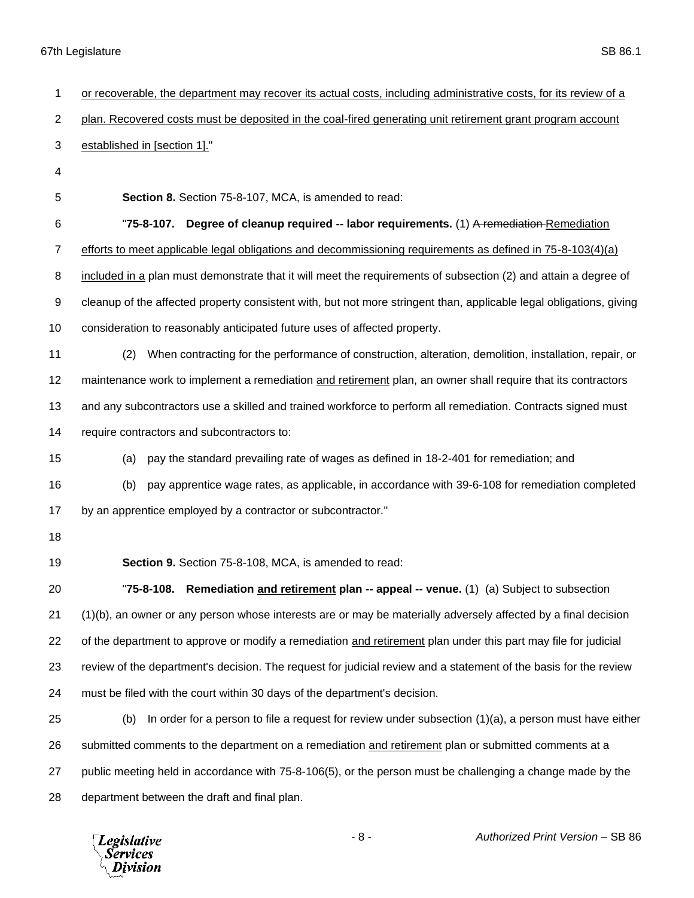or recoverable, the department may recover its actual costs, including administrative costs, for its review of a plan. Recovered costs must be deposited in the coal-fired generating unit retirement grant program account established in [section 1]."

**Section 8.** Section 75-8-107, MCA, is amended to read:

"**75-8-107. Degree of cleanup required -- labor requirements.** (1) ~~A remediation~~ Remediation efforts to meet applicable legal obligations and decommissioning requirements as defined in 75-8-103(4)(a) included in a plan must demonstrate that it will meet the requirements of subsection (2) and attain a degree of cleanup of the affected property consistent with, but not more stringent than, applicable legal obligations, giving consideration to reasonably anticipated future uses of affected property.

(2) When contracting for the performance of construction, alteration, demolition, installation, repair, or maintenance work to implement a remediation and retirement plan, an owner shall require that its contractors and any subcontractors use a skilled and trained workforce to perform all remediation. Contracts signed must require contractors and subcontractors to:

(a) pay the standard prevailing rate of wages as defined in 18-2-401 for remediation; and

(b) pay apprentice wage rates, as applicable, in accordance with 39-6-108 for remediation completed by an apprentice employed by a contractor or subcontractor."

**Section 9.** Section 75-8-108, MCA, is amended to read:

"**75-8-108. Remediation and retirement plan -- appeal -- venue.** (1) (a) Subject to subsection (1)(b), an owner or any person whose interests are or may be materially adversely affected by a final decision of the department to approve or modify a remediation and retirement plan under this part may file for judicial review of the department's decision. The request for judicial review and a statement of the basis for the review must be filed with the court within 30 days of the department's decision.

(b) In order for a person to file a request for review under subsection (1)(a), a person must have either submitted comments to the department on a remediation and retirement plan or submitted comments at a public meeting held in accordance with 75-8-106(5), or the person must be challenging a change made by the department between the draft and final plan.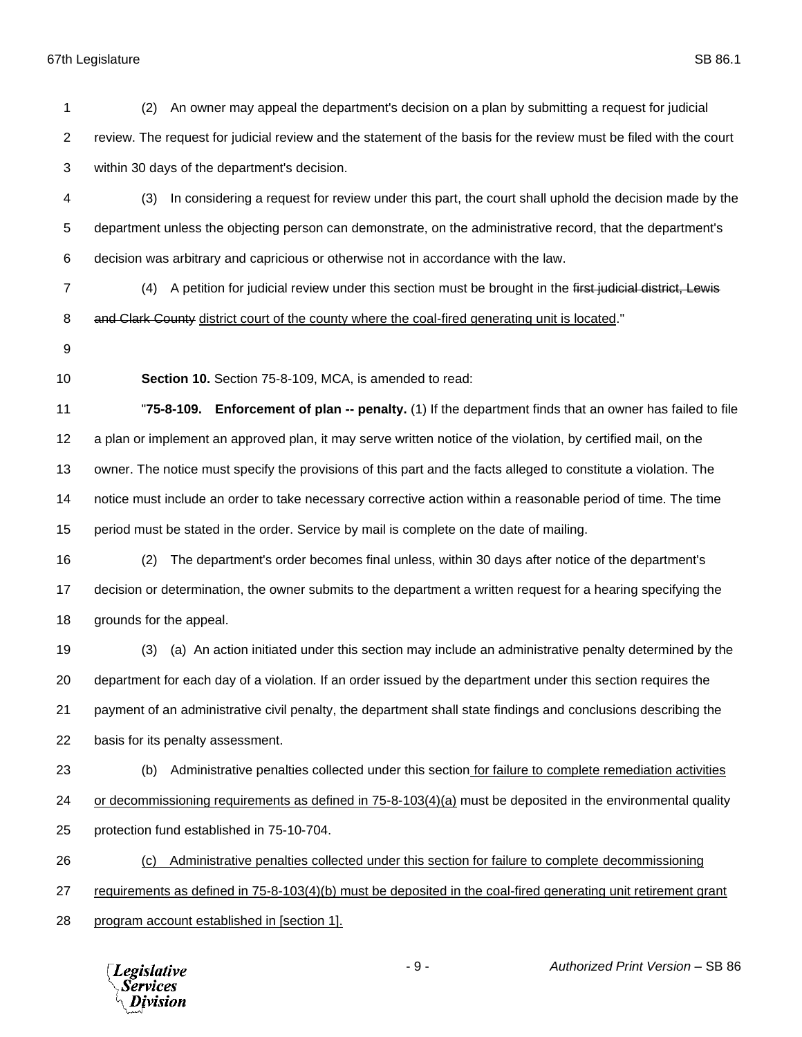(2) An owner may appeal the department's decision on a plan by submitting a request for judicial review. The request for judicial review and the statement of the basis for the review must be filed with the court within 30 days of the department's decision.

(3) In considering a request for review under this part, the court shall uphold the decision made by the department unless the objecting person can demonstrate, on the administrative record, that the department's decision was arbitrary and capricious or otherwise not in accordance with the law.

(4) A petition for judicial review under this section must be brought in the ~~first judicial district, Lewis and Clark County~~ <u>district court of the county where the coal-fired generating unit is located</u>."

**Section 10.** Section 75-8-109, MCA, is amended to read:

"**75-8-109. Enforcement of plan -- penalty.** (1) If the department finds that an owner has failed to file a plan or implement an approved plan, it may serve written notice of the violation, by certified mail, on the owner. The notice must specify the provisions of this part and the facts alleged to constitute a violation. The notice must include an order to take necessary corrective action within a reasonable period of time. The time period must be stated in the order. Service by mail is complete on the date of mailing.

(2) The department's order becomes final unless, within 30 days after notice of the department's decision or determination, the owner submits to the department a written request for a hearing specifying the grounds for the appeal.

(3) (a) An action initiated under this section may include an administrative penalty determined by the department for each day of a violation. If an order issued by the department under this section requires the payment of an administrative civil penalty, the department shall state findings and conclusions describing the basis for its penalty assessment.

(b) Administrative penalties collected under this section <u>for failure to complete remediation activities or decommissioning requirements as defined in 75-8-103(4)(a)</u> must be deposited in the environmental quality protection fund established in 75-10-704.

<u>(c) Administrative penalties collected under this section for failure to complete decommissioning requirements as defined in 75-8-103(4)(b) must be deposited in the coal-fired generating unit retirement grant program account established in [section 1].</u>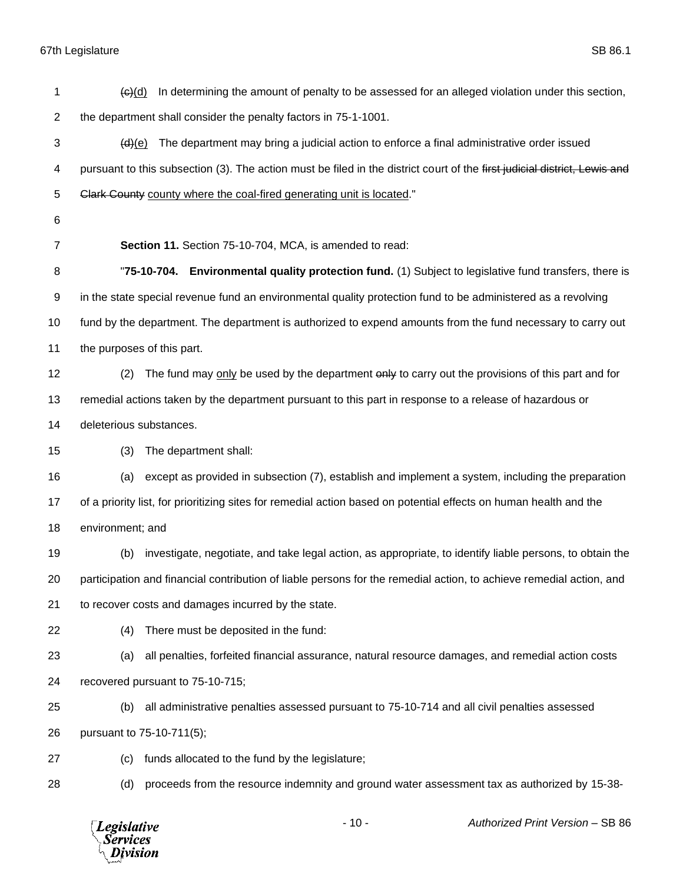~~(c)~~(d) In determining the amount of penalty to be assessed for an alleged violation under this section, the department shall consider the penalty factors in 75-1-1001.

~~(d)~~(e) The department may bring a judicial action to enforce a final administrative order issued pursuant to this subsection (3). The action must be filed in the district court of the ~~first judicial district, Lewis and Clark County~~ county where the coal-fired generating unit is located."

**Section 11.** Section 75-10-704, MCA, is amended to read:

"**75-10-704. Environmental quality protection fund.** (1) Subject to legislative fund transfers, there is in the state special revenue fund an environmental quality protection fund to be administered as a revolving fund by the department. The department is authorized to expend amounts from the fund necessary to carry out the purposes of this part.

(2) The fund may only be used by the department ~~only~~ to carry out the provisions of this part and for remedial actions taken by the department pursuant to this part in response to a release of hazardous or deleterious substances.

(3) The department shall:

(a) except as provided in subsection (7), establish and implement a system, including the preparation of a priority list, for prioritizing sites for remedial action based on potential effects on human health and the environment; and

(b) investigate, negotiate, and take legal action, as appropriate, to identify liable persons, to obtain the participation and financial contribution of liable persons for the remedial action, to achieve remedial action, and to recover costs and damages incurred by the state.

(4) There must be deposited in the fund:

(a) all penalties, forfeited financial assurance, natural resource damages, and remedial action costs recovered pursuant to 75-10-715;

(b) all administrative penalties assessed pursuant to 75-10-714 and all civil penalties assessed pursuant to 75-10-711(5);

(c) funds allocated to the fund by the legislature;

(d) proceeds from the resource indemnity and ground water assessment tax as authorized by 15-38-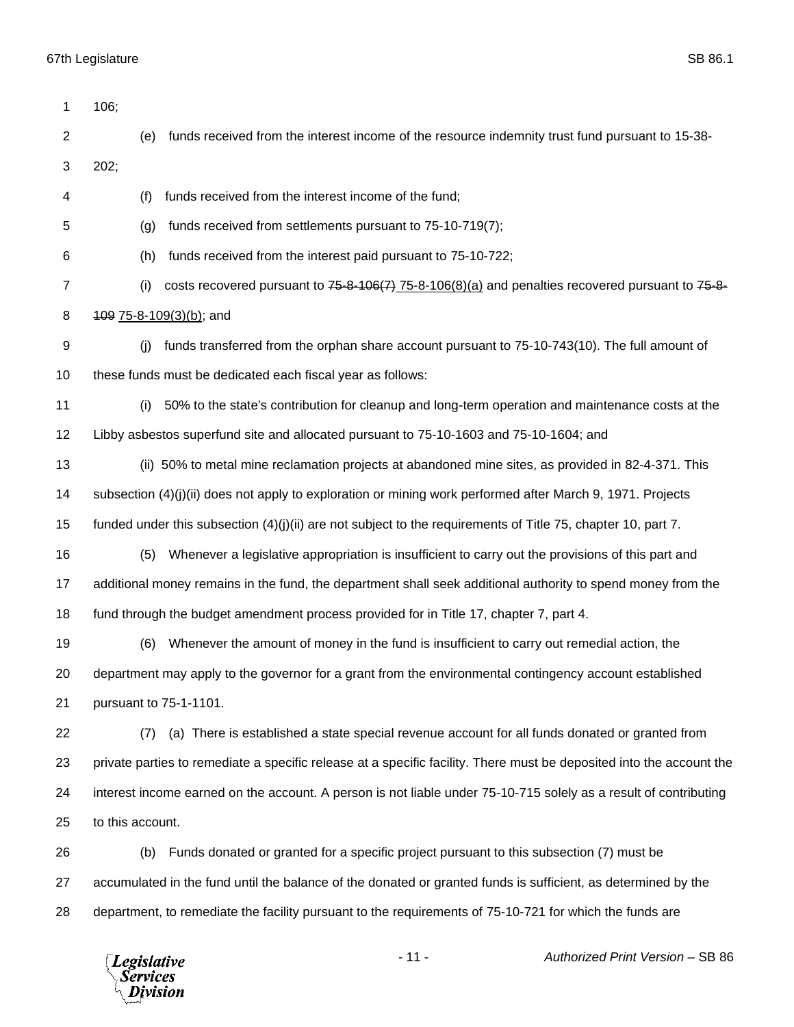106;

(e) funds received from the interest income of the resource indemnity trust fund pursuant to 15-38-202;

(f) funds received from the interest income of the fund;

(g) funds received from settlements pursuant to 75-10-719(7);

(h) funds received from the interest paid pursuant to 75-10-722;

(i) costs recovered pursuant to ~~75-8-106(7)~~ 75-8-106(8)(a) and penalties recovered pursuant to ~~75-8-109~~ 75-8-109(3)(b); and

(j) funds transferred from the orphan share account pursuant to 75-10-743(10). The full amount of these funds must be dedicated each fiscal year as follows:

(i) 50% to the state's contribution for cleanup and long-term operation and maintenance costs at the Libby asbestos superfund site and allocated pursuant to 75-10-1603 and 75-10-1604; and

(ii) 50% to metal mine reclamation projects at abandoned mine sites, as provided in 82-4-371. This subsection (4)(j)(ii) does not apply to exploration or mining work performed after March 9, 1971. Projects funded under this subsection (4)(j)(ii) are not subject to the requirements of Title 75, chapter 10, part 7.

(5) Whenever a legislative appropriation is insufficient to carry out the provisions of this part and additional money remains in the fund, the department shall seek additional authority to spend money from the fund through the budget amendment process provided for in Title 17, chapter 7, part 4.

(6) Whenever the amount of money in the fund is insufficient to carry out remedial action, the department may apply to the governor for a grant from the environmental contingency account established pursuant to 75-1-1101.

(7) (a) There is established a state special revenue account for all funds donated or granted from private parties to remediate a specific release at a specific facility. There must be deposited into the account the interest income earned on the account. A person is not liable under 75-10-715 solely as a result of contributing to this account.

(b) Funds donated or granted for a specific project pursuant to this subsection (7) must be accumulated in the fund until the balance of the donated or granted funds is sufficient, as determined by the department, to remediate the facility pursuant to the requirements of 75-10-721 for which the funds are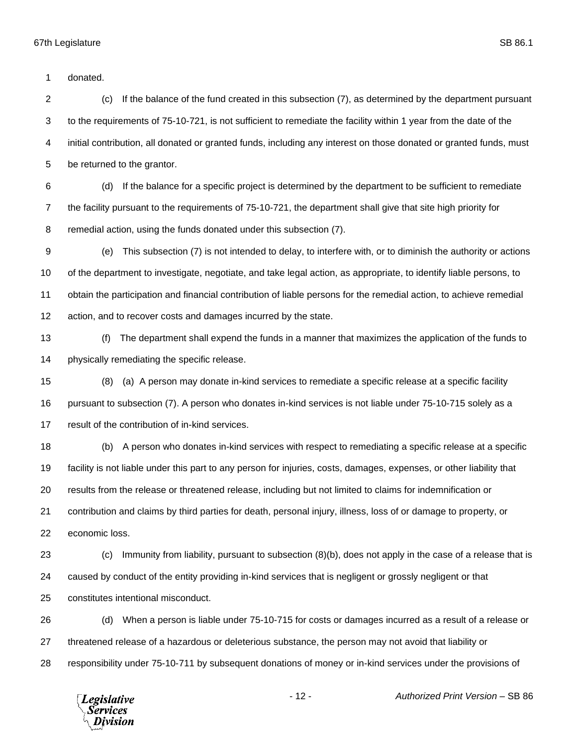donated.

(c) If the balance of the fund created in this subsection (7), as determined by the department pursuant to the requirements of 75-10-721, is not sufficient to remediate the facility within 1 year from the date of the initial contribution, all donated or granted funds, including any interest on those donated or granted funds, must be returned to the grantor.

(d) If the balance for a specific project is determined by the department to be sufficient to remediate the facility pursuant to the requirements of 75-10-721, the department shall give that site high priority for remedial action, using the funds donated under this subsection (7).

(e) This subsection (7) is not intended to delay, to interfere with, or to diminish the authority or actions of the department to investigate, negotiate, and take legal action, as appropriate, to identify liable persons, to obtain the participation and financial contribution of liable persons for the remedial action, to achieve remedial action, and to recover costs and damages incurred by the state.

(f) The department shall expend the funds in a manner that maximizes the application of the funds to physically remediating the specific release.

(8) (a) A person may donate in-kind services to remediate a specific release at a specific facility pursuant to subsection (7). A person who donates in-kind services is not liable under 75-10-715 solely as a result of the contribution of in-kind services.

(b) A person who donates in-kind services with respect to remediating a specific release at a specific facility is not liable under this part to any person for injuries, costs, damages, expenses, or other liability that results from the release or threatened release, including but not limited to claims for indemnification or contribution and claims by third parties for death, personal injury, illness, loss of or damage to property, or economic loss.

(c) Immunity from liability, pursuant to subsection (8)(b), does not apply in the case of a release that is caused by conduct of the entity providing in-kind services that is negligent or grossly negligent or that constitutes intentional misconduct.

(d) When a person is liable under 75-10-715 for costs or damages incurred as a result of a release or threatened release of a hazardous or deleterious substance, the person may not avoid that liability or responsibility under 75-10-711 by subsequent donations of money or in-kind services under the provisions of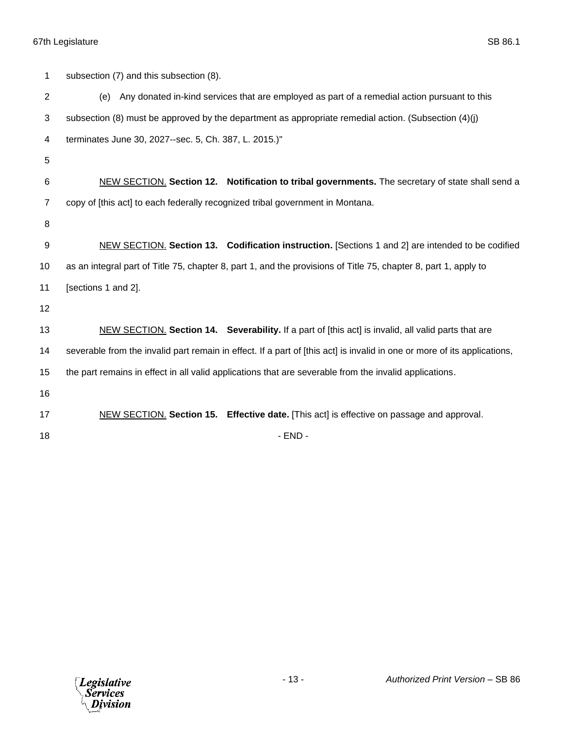subsection (7) and this subsection (8).

(e) Any donated in-kind services that are employed as part of a remedial action pursuant to this subsection (8) must be approved by the department as appropriate remedial action. (Subsection (4)(j) terminates June 30, 2027--sec. 5, Ch. 387, L. 2015.)"

<u>NEW SECTION.</u> **Section 12. Notification to tribal governments.** The secretary of state shall send a copy of [this act] to each federally recognized tribal government in Montana.

<u>NEW SECTION.</u> **Section 13. Codification instruction.** [Sections 1 and 2] are intended to be codified as an integral part of Title 75, chapter 8, part 1, and the provisions of Title 75, chapter 8, part 1, apply to [sections 1 and 2].

<u>NEW SECTION.</u> **Section 14. Severability.** If a part of [this act] is invalid, all valid parts that are severable from the invalid part remain in effect. If a part of [this act] is invalid in one or more of its applications, the part remains in effect in all valid applications that are severable from the invalid applications.

<u>NEW SECTION.</u> **Section 15. Effective date.** [This act] is effective on passage and approval.

- END -